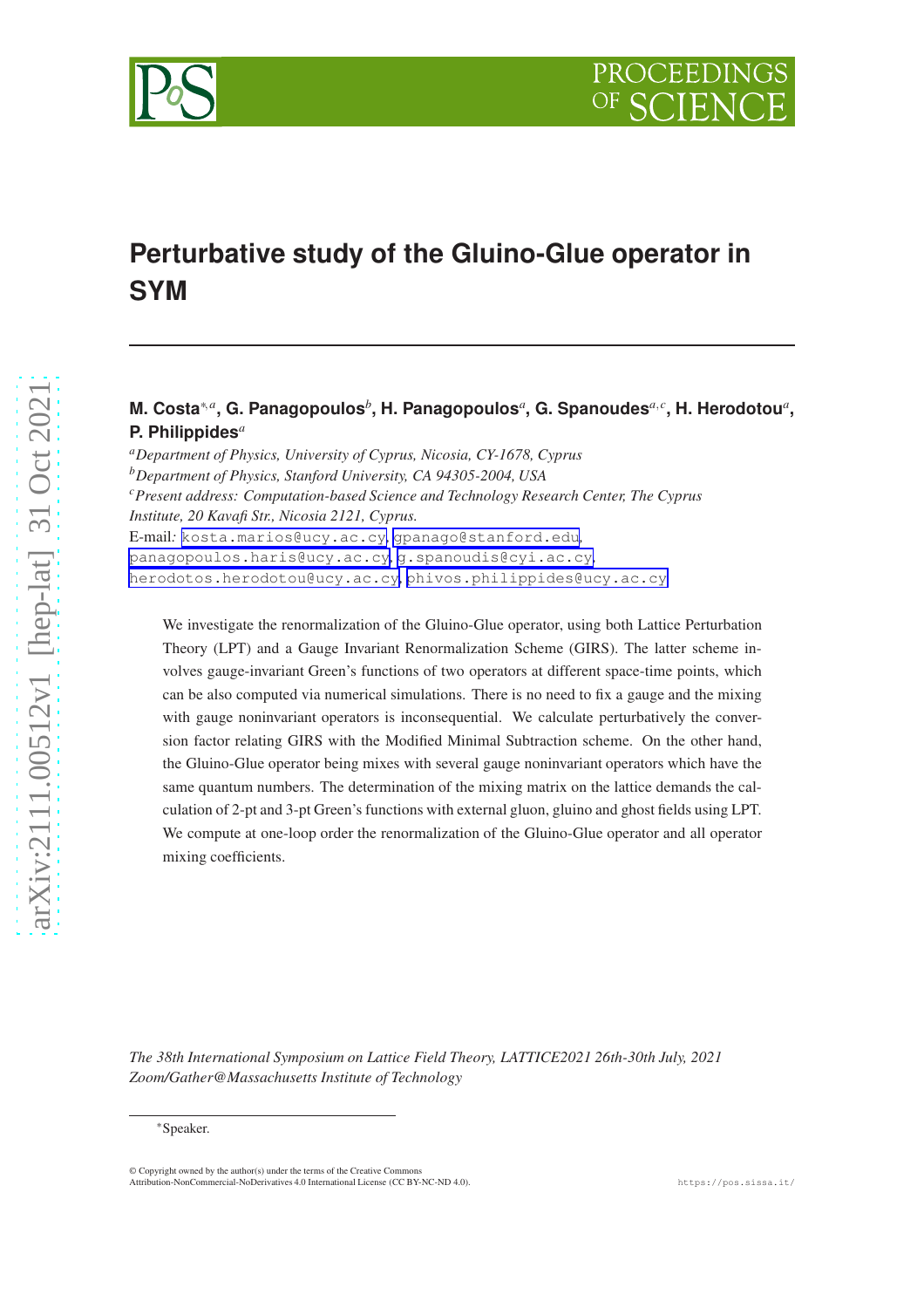# Perturbative study of the Gluino-Glue operator in SYM

**M. Costa**[*,a], **G. Panagopoulos**[b], **H. Panagopoulos**[a], **G. Spanoudes**[a,c], **H. Herodotou**[a], **P. Philippides**[a]

[a]*Department of Physics, University of Cyprus, Nicosia, CY-1678, Cyprus*
[b]*Department of Physics, Stanford University, CA 94305-2004, USA*
[c]*Present address: Computation-based Science and Technology Research Center, The Cyprus Institute, 20 Kavafi Str., Nicosia 2121, Cyprus.*

E-mail: kosta.marios@ucy.ac.cy, gpanago@stanford.edu, panagopoulos.haris@ucy.ac.cy, g.spanoudis@cyi.ac.cy, herodotos.herodotou@ucy.ac.cy, phivos.philippides@ucy.ac.cy

We investigate the renormalization of the Gluino-Glue operator, using both Lattice Perturbation Theory (LPT) and a Gauge Invariant Renormalization Scheme (GIRS). The latter scheme involves gauge-invariant Green's functions of two operators at different space-time points, which can be also computed via numerical simulations. There is no need to fix a gauge and the mixing with gauge noninvariant operators is inconsequential. We calculate perturbatively the conversion factor relating GIRS with the Modified Minimal Subtraction scheme. On the other hand, the Gluino-Glue operator being mixes with several gauge noninvariant operators which have the same quantum numbers. The determination of the mixing matrix on the lattice demands the calculation of 2-pt and 3-pt Green's functions with external gluon, gluino and ghost fields using LPT. We compute at one-loop order the renormalization of the Gluino-Glue operator and all operator mixing coefficients.

*The 38th International Symposium on Lattice Field Theory, LATTICE2021 26th-30th July, 2021 Zoom/Gather@Massachusetts Institute of Technology*

*Speaker.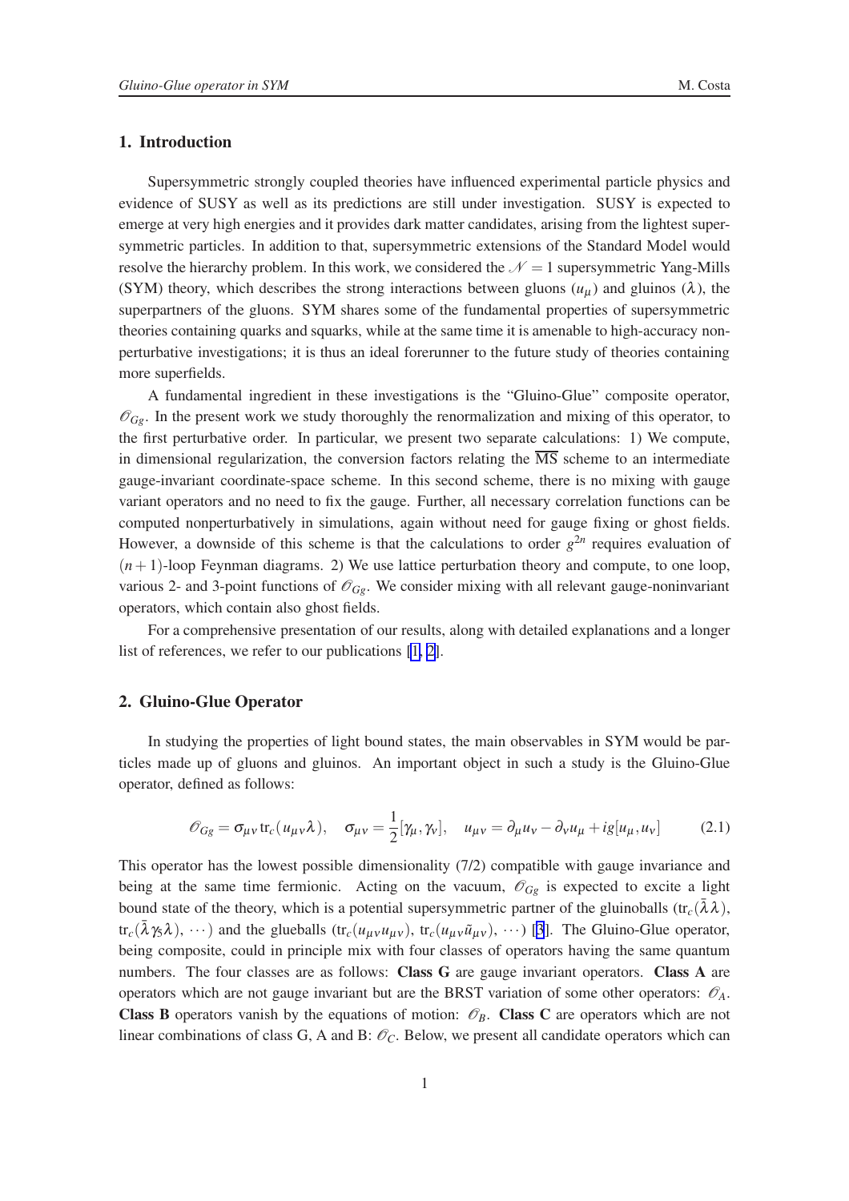## 1. Introduction

Supersymmetric strongly coupled theories have influenced experimental particle physics and evidence of SUSY as well as its predictions are still under investigation. SUSY is expected to emerge at very high energies and it provides dark matter candidates, arising from the lightest supersymmetric particles. In addition to that, supersymmetric extensions of the Standard Model would resolve the hierarchy problem. In this work, we considered the $\mathcal{N}=1$ supersymmetric Yang-Mills (SYM) theory, which describes the strong interactions between gluons ($u_\mu$) and gluinos ($\lambda$), the superpartners of the gluons. SYM shares some of the fundamental properties of supersymmetric theories containing quarks and squarks, while at the same time it is amenable to high-accuracy nonperturbative investigations; it is thus an ideal forerunner to the future study of theories containing more superfields.

A fundamental ingredient in these investigations is the "Gluino-Glue" composite operator, $\mathcal{O}_{Gg}$. In the present work we study thoroughly the renormalization and mixing of this operator, to the first perturbative order. In particular, we present two separate calculations: 1) We compute, in dimensional regularization, the conversion factors relating the $\overline{\rm MS}$ scheme to an intermediate gauge-invariant coordinate-space scheme. In this second scheme, there is no mixing with gauge variant operators and no need to fix the gauge. Further, all necessary correlation functions can be computed nonperturbatively in simulations, again without need for gauge fixing or ghost fields. However, a downside of this scheme is that the calculations to order $g^{2n}$ requires evaluation of $(n+1)$-loop Feynman diagrams. 2) We use lattice perturbation theory and compute, to one loop, various 2- and 3-point functions of $\mathcal{O}_{Gg}$. We consider mixing with all relevant gauge-noninvariant operators, which contain also ghost fields.

For a comprehensive presentation of our results, along with detailed explanations and a longer list of references, we refer to our publications [1, 2].

## 2. Gluino-Glue Operator

In studying the properties of light bound states, the main observables in SYM would be particles made up of gluons and gluinos. An important object in such a study is the Gluino-Glue operator, defined as follows:

$$\mathcal{O}_{Gg} = \sigma_{\mu\nu}\,\mathrm{tr}_c(u_{\mu\nu}\lambda), \quad \sigma_{\mu\nu} = \frac{1}{2}[\gamma_\mu, \gamma_\nu], \quad u_{\mu\nu} = \partial_\mu u_\nu - \partial_\nu u_\mu + ig[u_\mu, u_\nu] \tag{2.1}$$

This operator has the lowest possible dimensionality (7/2) compatible with gauge invariance and being at the same time fermionic. Acting on the vacuum, $\mathcal{O}_{Gg}$ is expected to excite a light bound state of the theory, which is a potential supersymmetric partner of the gluinoballs ($\mathrm{tr}_c(\bar\lambda\lambda)$, $\mathrm{tr}_c(\bar\lambda\gamma_5\lambda)$, $\cdots$) and the glueballs ($\mathrm{tr}_c(u_{\mu\nu}u_{\mu\nu})$, $\mathrm{tr}_c(u_{\mu\nu}\tilde{u}_{\mu\nu})$, $\cdots$) [3]. The Gluino-Glue operator, being composite, could in principle mix with four classes of operators having the same quantum numbers. The four classes are as follows: **Class G** are gauge invariant operators. **Class A** are operators which are not gauge invariant but are the BRST variation of some other operators: $\mathcal{O}_A$. **Class B** operators vanish by the equations of motion: $\mathcal{O}_B$. **Class C** are operators which are not linear combinations of class G, A and B: $\mathcal{O}_C$. Below, we present all candidate operators which can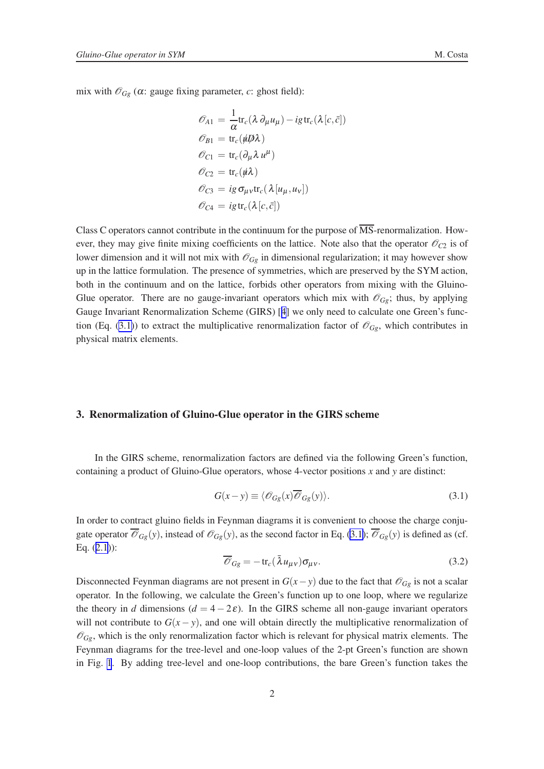mix with $\mathcal{O}_{Gg}$ ($\alpha$: gauge fixing parameter, $c$: ghost field):

$$
\begin{aligned}
\mathcal{O}_{A1} &= \frac{1}{\alpha}\mathrm{tr}_c(\lambda\,\partial_\mu u_\mu) - ig\,\mathrm{tr}_c(\lambda\,[c,\bar{c}]) \\
\mathcal{O}_{B1} &= \mathrm{tr}_c(\not{u}\not{D}\lambda) \\
\mathcal{O}_{C1} &= \mathrm{tr}_c(\partial_\mu \lambda\, u^\mu) \\
\mathcal{O}_{C2} &= \mathrm{tr}_c(\not{u}\lambda) \\
\mathcal{O}_{C3} &= ig\,\sigma_{\mu\nu}\mathrm{tr}_c(\lambda\,[u_\mu,u_\nu]) \\
\mathcal{O}_{C4} &= ig\,\mathrm{tr}_c(\lambda\,[c,\bar{c}])
\end{aligned}
$$

Class C operators cannot contribute in the continuum for the purpose of $\overline{\mathrm{MS}}$-renormalization. However, they may give finite mixing coefficients on the lattice. Note also that the operator $\mathcal{O}_{C2}$ is of lower dimension and it will not mix with $\mathcal{O}_{Gg}$ in dimensional regularization; it may however show up in the lattice formulation. The presence of symmetries, which are preserved by the SYM action, both in the continuum and on the lattice, forbids other operators from mixing with the Gluino-Glue operator. There are no gauge-invariant operators which mix with $\mathcal{O}_{Gg}$; thus, by applying Gauge Invariant Renormalization Scheme (GIRS) [4] we only need to calculate one Green's function (Eq. (3.1)) to extract the multiplicative renormalization factor of $\mathcal{O}_{Gg}$, which contributes in physical matrix elements.

## 3. Renormalization of Gluino-Glue operator in the GIRS scheme

In the GIRS scheme, renormalization factors are defined via the following Green's function, containing a product of Gluino-Glue operators, whose 4-vector positions $x$ and $y$ are distinct:

$$
G(x-y) \equiv \langle \mathcal{O}_{Gg}(x)\overline{\mathcal{O}}_{Gg}(y)\rangle. \tag{3.1}
$$

In order to contract gluino fields in Feynman diagrams it is convenient to choose the charge conjugate operator $\overline{\mathcal{O}}_{Gg}(y)$, instead of $\mathcal{O}_{Gg}(y)$, as the second factor in Eq. (3.1); $\overline{\mathcal{O}}_{Gg}(y)$ is defined as (cf. Eq. (2.1)):

$$
\overline{\mathcal{O}}_{Gg} = -\,\mathrm{tr}_c(\bar{\lambda}\,u_{\mu\nu})\sigma_{\mu\nu}. \tag{3.2}
$$

Disconnected Feynman diagrams are not present in $G(x-y)$ due to the fact that $\mathcal{O}_{Gg}$ is not a scalar operator. In the following, we calculate the Green's function up to one loop, where we regularize the theory in $d$ dimensions ($d = 4-2\varepsilon$). In the GIRS scheme all non-gauge invariant operators will not contribute to $G(x-y)$, and one will obtain directly the multiplicative renormalization of $\mathcal{O}_{Gg}$, which is the only renormalization factor which is relevant for physical matrix elements. The Feynman diagrams for the tree-level and one-loop values of the 2-pt Green's function are shown in Fig. 1. By adding tree-level and one-loop contributions, the bare Green's function takes the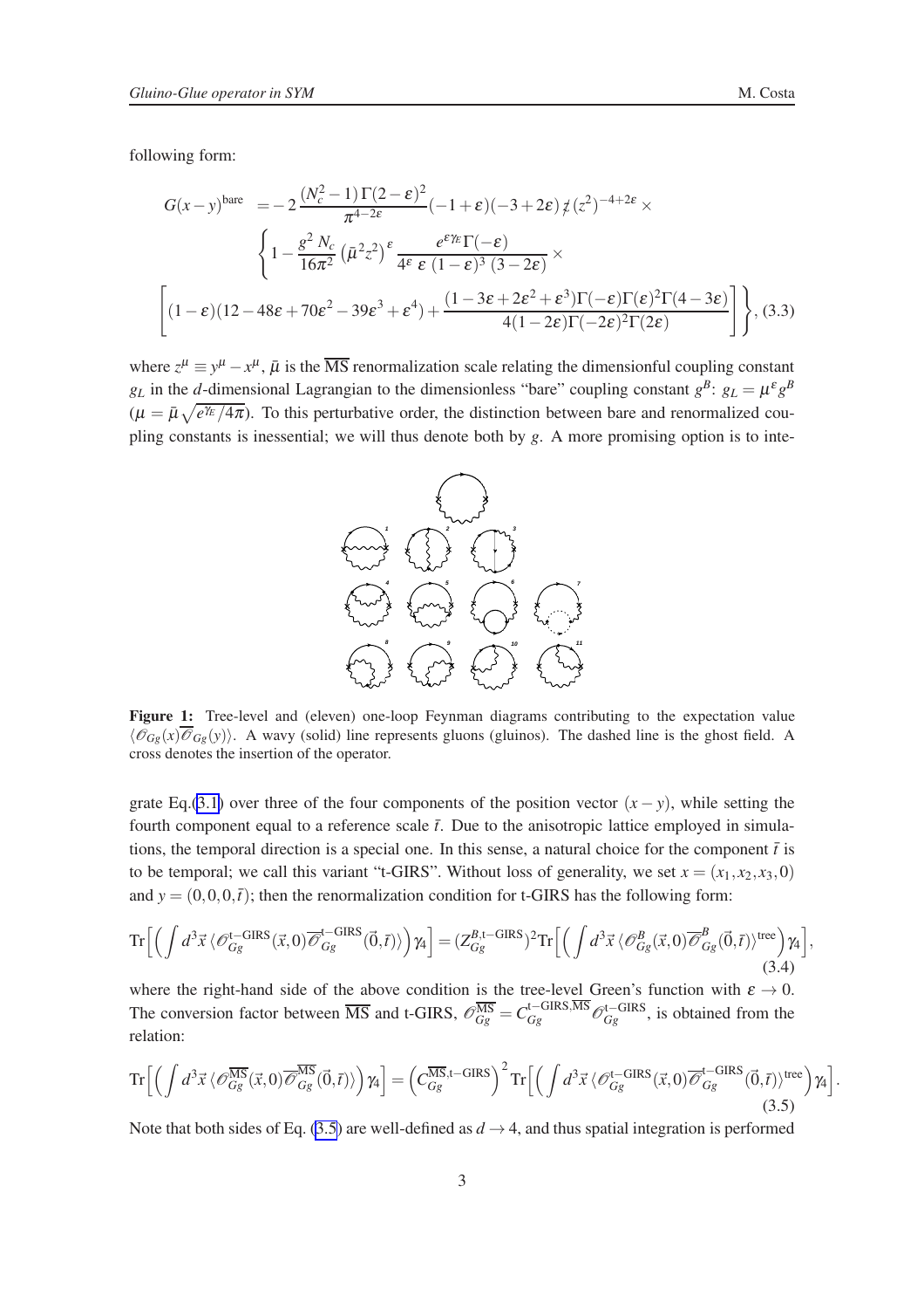following form:

$$G(x-y)^{\text{bare}} = -2\,\frac{(N_c^2-1)\,\Gamma(2-\varepsilon)^2}{\pi^{4-2\varepsilon}}(-1+\varepsilon)(-3+2\varepsilon)\,\not{z}\,(z^2)^{-4+2\varepsilon}\times$$
$$\left\{1-\frac{g^2\,N_c}{16\pi^2}\left(\bar{\mu}^2 z^2\right)^{\varepsilon}\frac{e^{\varepsilon\gamma_E}\Gamma(-\varepsilon)}{4^{\varepsilon}\;\varepsilon\;(1-\varepsilon)^3\;(3-2\varepsilon)}\times\right.$$
$$\left.\left[(1-\varepsilon)(12-48\varepsilon+70\varepsilon^2-39\varepsilon^3+\varepsilon^4)+\frac{(1-3\varepsilon+2\varepsilon^2+\varepsilon^3)\Gamma(-\varepsilon)\Gamma(\varepsilon)^2\Gamma(4-3\varepsilon)}{4(1-2\varepsilon)\Gamma(-2\varepsilon)^2\Gamma(2\varepsilon)}\right]\right\}, \quad (3.3)$$

where $z^\mu \equiv y^\mu - x^\mu$, $\bar{\mu}$ is the $\overline{\text{MS}}$ renormalization scale relating the dimensionful coupling constant $g_L$ in the $d$-dimensional Lagrangian to the dimensionless "bare" coupling constant $g^B$: $g_L = \mu^\varepsilon g^B$ ($\mu = \bar{\mu}\sqrt{e^{\gamma_E}/4\pi}$). To this perturbative order, the distinction between bare and renormalized coupling constants is inessential; we will thus denote both by $g$. A more promising option is to integrate Eq.(3.1) over three of the four components of the position vector $(x-y)$, while setting the fourth component equal to a reference scale $\bar{t}$. Due to the anisotropic lattice employed in simulations, the temporal direction is a special one. In this sense, a natural choice for the component $\bar{t}$ is to be temporal; we call this variant "t-GIRS". Without loss of generality, we set $x = (x_1, x_2, x_3, 0)$ and $y = (0, 0, 0, \bar{t})$; then the renormalization condition for t-GIRS has the following form:

**Figure 1:** Tree-level and (eleven) one-loop Feynman diagrams contributing to the expectation value $\langle \mathcal{O}_{Gg}(x)\overline{\mathcal{O}}_{Gg}(y)\rangle$. A wavy (solid) line represents gluons (gluinos). The dashed line is the ghost field. A cross denotes the insertion of the operator.

$$\text{Tr}\Big[\Big(\int d^3\vec{x}\,\langle \mathcal{O}_{Gg}^{\text{t-GIRS}}(\vec{x},0)\overline{\mathcal{O}}_{Gg}^{\text{t-GIRS}}(\vec{0},\bar{t})\rangle\Big)\gamma_4\Big] = (Z_{Gg}^{B,\text{t-GIRS}})^2\,\text{Tr}\Big[\Big(\int d^3\vec{x}\,\langle \mathcal{O}_{Gg}^{B}(\vec{x},0)\overline{\mathcal{O}}_{Gg}^{B}(\vec{0},\bar{t})\rangle^{\text{tree}}\Big)\gamma_4\Big], \quad (3.4)$$

where the right-hand side of the above condition is the tree-level Green's function with $\varepsilon \to 0$. The conversion factor between $\overline{\text{MS}}$ and t-GIRS, $\mathcal{O}_{Gg}^{\overline{\text{MS}}} = C_{Gg}^{\text{t-GIRS},\overline{\text{MS}}}\mathcal{O}_{Gg}^{\text{t-GIRS}}$, is obtained from the relation:

$$\text{Tr}\Big[\Big(\int d^3\vec{x}\,\langle \mathcal{O}_{Gg}^{\overline{\text{MS}}}(\vec{x},0)\overline{\mathcal{O}}_{Gg}^{\overline{\text{MS}}}(\vec{0},\bar{t})\rangle\Big)\gamma_4\Big] = \Big(C_{Gg}^{\overline{\text{MS}},\text{t-GIRS}}\Big)^2\,\text{Tr}\Big[\Big(\int d^3\vec{x}\,\langle \mathcal{O}_{Gg}^{\text{t-GIRS}}(\vec{x},0)\overline{\mathcal{O}}_{Gg}^{\text{t-GIRS}}(\vec{0},\bar{t})\rangle^{\text{tree}}\Big)\gamma_4\Big]. \quad (3.5)$$

Note that both sides of Eq. (3.5) are well-defined as $d \to 4$, and thus spatial integration is performed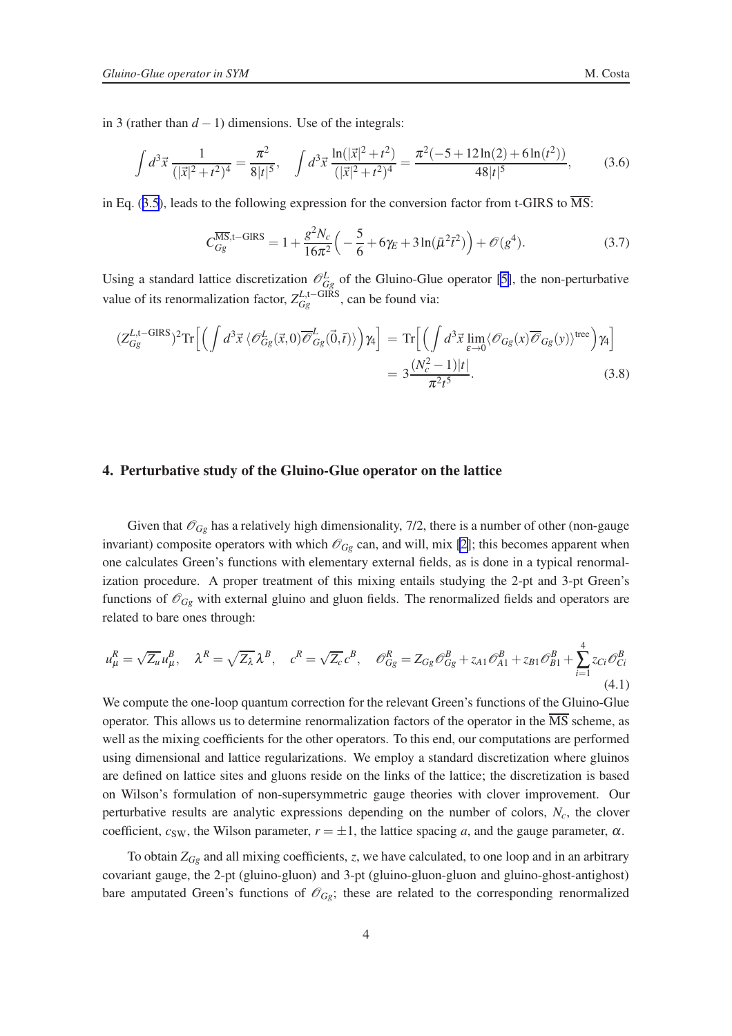in 3 (rather than $d-1$) dimensions. Use of the integrals:

$$\int d^3\vec{x}\, \frac{1}{(|\vec{x}|^2+t^2)^4} = \frac{\pi^2}{8|t|^5}, \quad \int d^3\vec{x}\, \frac{\ln(|\vec{x}|^2+t^2)}{(|\vec{x}|^2+t^2)^4} = \frac{\pi^2(-5+12\ln(2)+6\ln(t^2))}{48|t|^5}, \tag{3.6}$$

in Eq. (3.5), leads to the following expression for the conversion factor from t-GIRS to $\overline{\text{MS}}$:

$$C_{Gg}^{\overline{\text{MS}},\text{t-GIRS}} = 1 + \frac{g^2 N_c}{16\pi^2}\Big(-\frac{5}{6} + 6\gamma_E + 3\ln(\bar{\mu}^2\bar{t}^2)\Big) + \mathscr{O}(g^4). \tag{3.7}$$

Using a standard lattice discretization $\mathscr{O}^L_{Gg}$ of the Gluino-Glue operator [5], the non-perturbative value of its renormalization factor, $Z_{Gg}^{L,\text{t-GIRS}}$, can be found via:

$$\begin{aligned}(Z_{Gg}^{L,\text{t-GIRS}})^2 \text{Tr}\Big[\Big(\int d^3\vec{x}\, \langle \mathscr{O}^L_{Gg}(\vec{x},0)\overline{\mathscr{O}}^L_{Gg}(\vec{0},\bar{t})\rangle\Big)\gamma_4\Big] &= \text{Tr}\Big[\Big(\int d^3\vec{x}\, \lim_{\varepsilon\to 0}\langle \mathscr{O}_{Gg}(x)\overline{\mathscr{O}}_{Gg}(y)\rangle^{\text{tree}}\Big)\gamma_4\Big] \\ &= 3\frac{(N_c^2-1)|t|}{\pi^2 t^5}. \end{aligned} \tag{3.8}$$

## 4. Perturbative study of the Gluino-Glue operator on the lattice

Given that $\mathscr{O}_{Gg}$ has a relatively high dimensionality, 7/2, there is a number of other (non-gauge invariant) composite operators with which $\mathscr{O}_{Gg}$ can, and will, mix [2]; this becomes apparent when one calculates Green's functions with elementary external fields, as is done in a typical renormalization procedure. A proper treatment of this mixing entails studying the 2-pt and 3-pt Green's functions of $\mathscr{O}_{Gg}$ with external gluino and gluon fields. The renormalized fields and operators are related to bare ones through:

$$u^R_\mu = \sqrt{Z_u}\, u^B_\mu, \quad \lambda^R = \sqrt{Z_\lambda}\,\lambda^B, \quad c^R = \sqrt{Z_c}\, c^B, \quad \mathscr{O}^R_{Gg} = Z_{Gg}\mathscr{O}^B_{Gg} + z_{A1}\mathscr{O}^B_{A1} + z_{B1}\mathscr{O}^B_{B1} + \sum_{i=1}^{4} z_{Ci}\mathscr{O}^B_{Ci} \tag{4.1}$$

We compute the one-loop quantum correction for the relevant Green's functions of the Gluino-Glue operator. This allows us to determine renormalization factors of the operator in the $\overline{\text{MS}}$ scheme, as well as the mixing coefficients for the other operators. To this end, our computations are performed using dimensional and lattice regularizations. We employ a standard discretization where gluinos are defined on lattice sites and gluons reside on the links of the lattice; the discretization is based on Wilson's formulation of non-supersymmetric gauge theories with clover improvement. Our perturbative results are analytic expressions depending on the number of colors, $N_c$, the clover coefficient, $c_{\text{SW}}$, the Wilson parameter, $r = \pm 1$, the lattice spacing $a$, and the gauge parameter, $\alpha$.

To obtain $Z_{Gg}$ and all mixing coefficients, $z$, we have calculated, to one loop and in an arbitrary covariant gauge, the 2-pt (gluino-gluon) and 3-pt (gluino-gluon-gluon and gluino-ghost-antighost) bare amputated Green's functions of $\mathscr{O}_{Gg}$; these are related to the corresponding renormalized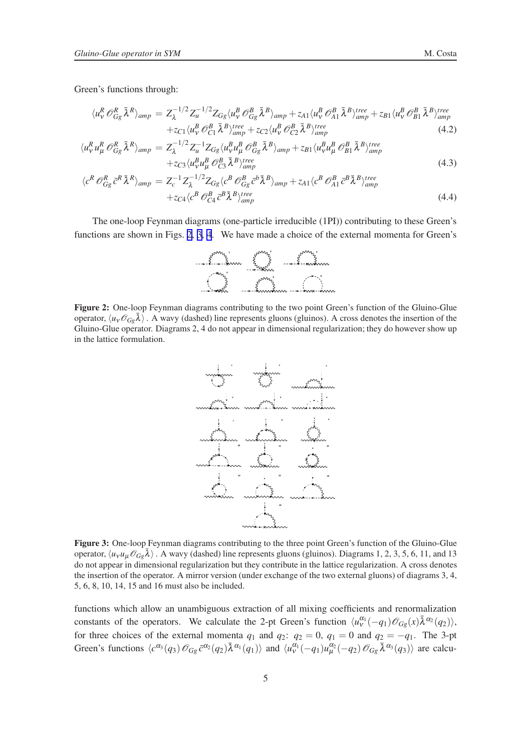Green's functions through:

$$
\begin{aligned}
\langle u_\nu^R \mathcal{O}_{Gg}^R \bar{\lambda}^R \rangle_{amp} &= Z_\lambda^{-1/2} Z_u^{-1/2} Z_{Gg} \langle u_\nu^B \mathcal{O}_{Gg}^B \bar{\lambda}^B \rangle_{amp} + z_{A1} \langle u_\nu^B \mathcal{O}_{A1}^B \bar{\lambda}^B \rangle_{amp}^{tree} + z_{B1} \langle u_\nu^B \mathcal{O}_{B1}^B \bar{\lambda}^B \rangle_{amp}^{tree} \\
&\quad + z_{C1} \langle u_\nu^B \mathcal{O}_{C1}^B \bar{\lambda}^B \rangle_{amp}^{tree} + z_{C2} \langle u_\nu^B \mathcal{O}_{C2}^B \bar{\lambda}^B \rangle_{amp}^{tree} \qquad (4.2)
\end{aligned}
$$

$$
\begin{aligned}
\langle u_\nu^R u_\mu^R \mathcal{O}_{Gg}^R \bar{\lambda}^R \rangle_{amp} &= Z_\lambda^{-1/2} Z_u^{-1} Z_{Gg} \langle u_\nu^B u_\mu^B \mathcal{O}_{Gg}^B \bar{\lambda}^B \rangle_{amp} + z_{B1} \langle u_\nu^B u_\mu^B \mathcal{O}_{B1}^B \bar{\lambda}^B \rangle_{amp}^{tree} \\
&\quad + z_{C3} \langle u_\nu^B u_\mu^B \mathcal{O}_{C3}^B \bar{\lambda}^B \rangle_{amp}^{tree} \qquad (4.3)
\end{aligned}
$$

$$
\begin{aligned}
\langle c^R \mathcal{O}_{Gg}^R \bar{c}^R \bar{\lambda}^R \rangle_{amp} &= Z_c^{-1} Z_\lambda^{-1/2} Z_{Gg} \langle c^B \mathcal{O}_{Gg}^B \bar{c}^b \bar{\lambda}^B \rangle_{amp} + z_{A1} \langle c^B \mathcal{O}_{A1}^B \bar{c}^B \bar{\lambda}^B \rangle_{amp}^{tree} \\
&\quad + z_{C4} \langle c^B \mathcal{O}_{C4}^B \bar{c}^B \bar{\lambda}^B \rangle_{amp}^{tree} \qquad (4.4)
\end{aligned}
$$

The one-loop Feynman diagrams (one-particle irreducible (1PI)) contributing to these Green's functions are shown in Figs. 2, 3, 4. We have made a choice of the external momenta for Green's

**Figure 2:** One-loop Feynman diagrams contributing to the two point Green's function of the Gluino-Glue operator, $\langle u_\nu \mathcal{O}_{Gg} \bar{\lambda} \rangle$. A wavy (dashed) line represents gluons (gluinos). A cross denotes the insertion of the Gluino-Glue operator. Diagrams 2, 4 do not appear in dimensional regularization; they do however show up in the lattice formulation.

**Figure 3:** One-loop Feynman diagrams contributing to the three point Green's function of the Gluino-Glue operator, $\langle u_\nu u_\mu \mathcal{O}_{Gg} \bar{\lambda} \rangle$. A wavy (dashed) line represents gluons (gluinos). Diagrams 1, 2, 3, 5, 6, 11, and 13 do not appear in dimensional regularization but they contribute in the lattice regularization. A cross denotes the insertion of the operator. A mirror version (under exchange of the two external gluons) of diagrams 3, 4, 5, 6, 8, 10, 14, 15 and 16 must also be included.

functions which allow an unambiguous extraction of all mixing coefficients and renormalization constants of the operators. We calculate the 2-pt Green's function $\langle u_\nu^{\alpha_1}(-q_1) \mathcal{O}_{Gg}(x) \bar{\lambda}^{\alpha_2}(q_2) \rangle$, for three choices of the external momenta $q_1$ and $q_2$: $q_2 = 0$, $q_1 = 0$ and $q_2 = -q_1$. The 3-pt Green's functions $\langle c^{\alpha_3}(q_3) \mathcal{O}_{Gg} \bar{c}^{\alpha_2}(q_2) \bar{\lambda}^{\alpha_1}(q_1) \rangle$ and $\langle u_\nu^{\alpha_1}(-q_1) u_\mu^{\alpha_2}(-q_2) \mathcal{O}_{Gg} \bar{\lambda}^{\alpha_3}(q_3) \rangle$ are calcu-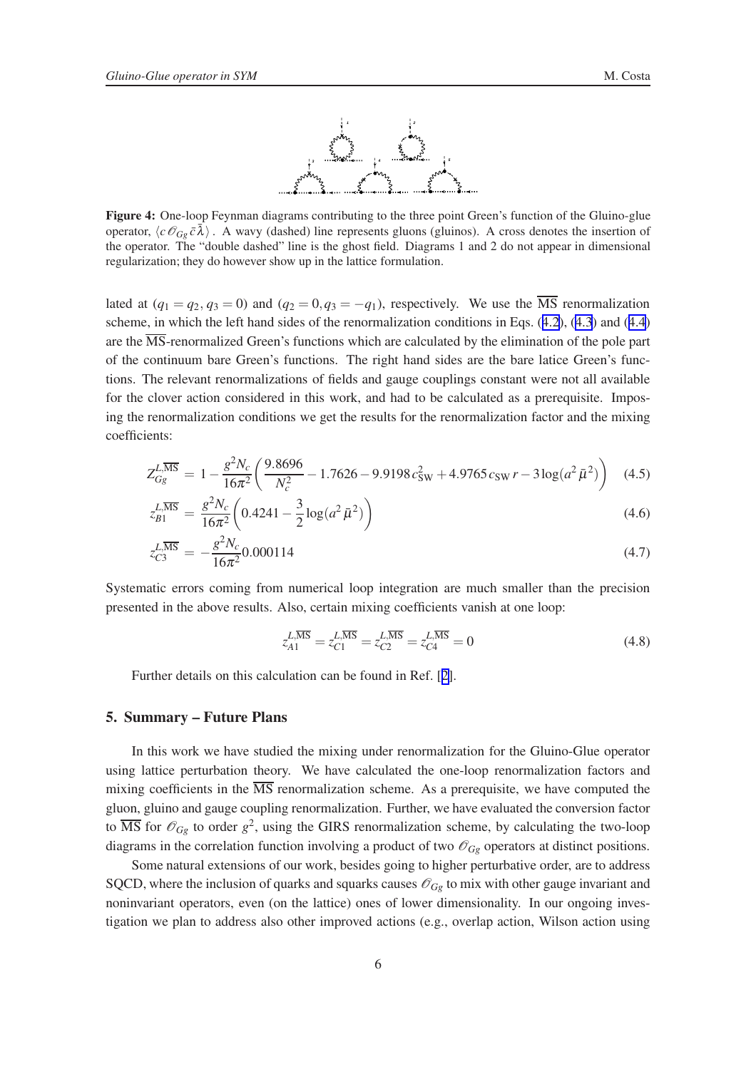**Figure 4:** One-loop Feynman diagrams contributing to the three point Green's function of the Gluino-glue operator, $\langle c\,\mathcal{O}_{Gg}\,\bar{c}\,\bar{\lambda}\rangle$. A wavy (dashed) line represents gluons (gluinos). A cross denotes the insertion of the operator. The "double dashed" line is the ghost field. Diagrams 1 and 2 do not appear in dimensional regularization; they do however show up in the lattice formulation.

lated at $(q_1 = q_2, q_3 = 0)$ and $(q_2 = 0, q_3 = -q_1)$, respectively. We use the $\overline{\text{MS}}$ renormalization scheme, in which the left hand sides of the renormalization conditions in Eqs. (4.2), (4.3) and (4.4) are the $\overline{\text{MS}}$-renormalized Green's functions which are calculated by the elimination of the pole part of the continuum bare Green's functions. The right hand sides are the bare latice Green's functions. The relevant renormalizations of fields and gauge couplings constant were not all available for the clover action considered in this work, and had to be calculated as a prerequisite. Imposing the renormalization conditions we get the results for the renormalization factor and the mixing coefficients:

$$Z_{Gg}^{L,\overline{\text{MS}}} = 1 - \frac{g^2 N_c}{16\pi^2}\left(\frac{9.8696}{N_c^2} - 1.7626 - 9.9198\,c_{\text{SW}}^2 + 4.9765\,c_{\text{SW}}\,r - 3\log(a^2\bar{\mu}^2)\right) \quad (4.5)$$

$$z_{B1}^{L,\overline{\text{MS}}} = \frac{g^2 N_c}{16\pi^2}\left(0.4241 - \frac{3}{2}\log(a^2\bar{\mu}^2)\right) \quad (4.6)$$

$$z_{C3}^{L,\overline{\text{MS}}} = -\frac{g^2 N_c}{16\pi^2}0.000114 \quad (4.7)$$

Systematic errors coming from numerical loop integration are much smaller than the precision presented in the above results. Also, certain mixing coefficients vanish at one loop:

$$z_{A1}^{L,\overline{\text{MS}}} = z_{C1}^{L,\overline{\text{MS}}} = z_{C2}^{L,\overline{\text{MS}}} = z_{C4}^{L,\overline{\text{MS}}} = 0 \quad (4.8)$$

Further details on this calculation can be found in Ref. [2].

## 5. Summary – Future Plans

In this work we have studied the mixing under renormalization for the Gluino-Glue operator using lattice perturbation theory. We have calculated the one-loop renormalization factors and mixing coefficients in the $\overline{\text{MS}}$ renormalization scheme. As a prerequisite, we have computed the gluon, gluino and gauge coupling renormalization. Further, we have evaluated the conversion factor to $\overline{\text{MS}}$ for $\mathcal{O}_{Gg}$ to order $g^2$, using the GIRS renormalization scheme, by calculating the two-loop diagrams in the correlation function involving a product of two $\mathcal{O}_{Gg}$ operators at distinct positions.

Some natural extensions of our work, besides going to higher perturbative order, are to address SQCD, where the inclusion of quarks and squarks causes $\mathcal{O}_{Gg}$ to mix with other gauge invariant and noninvariant operators, even (on the lattice) ones of lower dimensionality. In our ongoing investigation we plan to address also other improved actions (e.g., overlap action, Wilson action using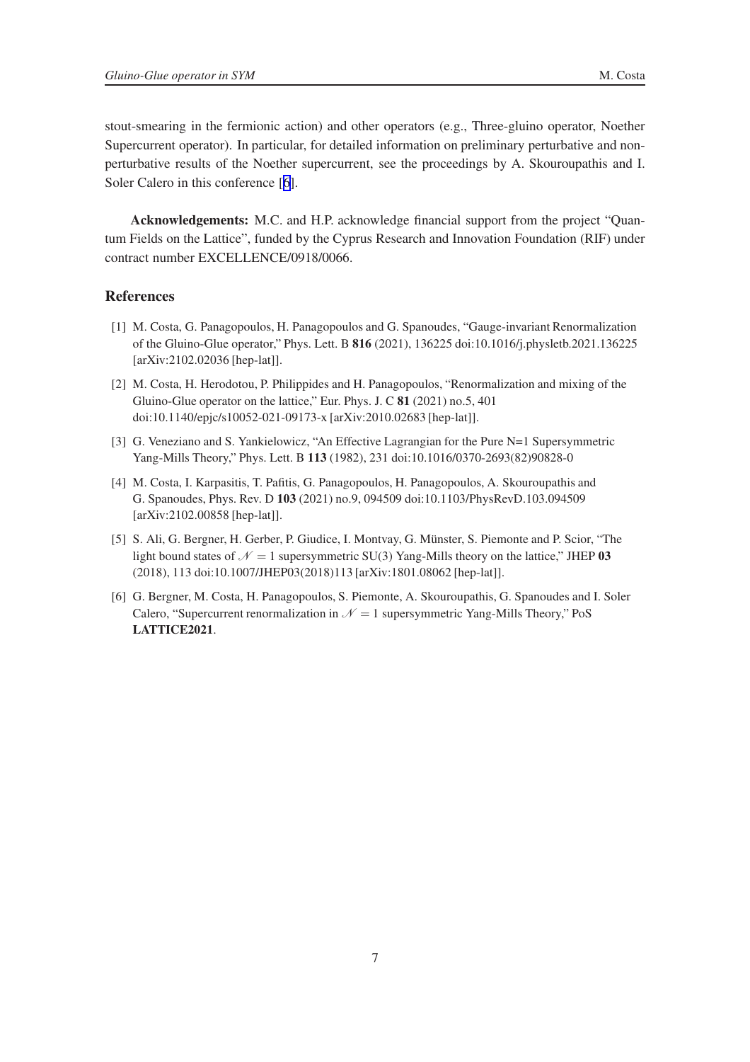stout-smearing in the fermionic action) and other operators (e.g., Three-gluino operator, Noether Supercurrent operator). In particular, for detailed information on preliminary perturbative and non-perturbative results of the Noether supercurrent, see the proceedings by A. Skouroupathis and I. Soler Calero in this conference [6].

**Acknowledgements:** M.C. and H.P. acknowledge financial support from the project "Quantum Fields on the Lattice", funded by the Cyprus Research and Innovation Foundation (RIF) under contract number EXCELLENCE/0918/0066.

## References

[1] M. Costa, G. Panagopoulos, H. Panagopoulos and G. Spanoudes, "Gauge-invariant Renormalization of the Gluino-Glue operator," Phys. Lett. B **816** (2021), 136225 doi:10.1016/j.physletb.2021.136225 [arXiv:2102.02036 [hep-lat]].

[2] M. Costa, H. Herodotou, P. Philippides and H. Panagopoulos, "Renormalization and mixing of the Gluino-Glue operator on the lattice," Eur. Phys. J. C **81** (2021) no.5, 401 doi:10.1140/epjc/s10052-021-09173-x [arXiv:2010.02683 [hep-lat]].

[3] G. Veneziano and S. Yankielowicz, "An Effective Lagrangian for the Pure N=1 Supersymmetric Yang-Mills Theory," Phys. Lett. B **113** (1982), 231 doi:10.1016/0370-2693(82)90828-0

[4] M. Costa, I. Karpasitis, T. Pafitis, G. Panagopoulos, H. Panagopoulos, A. Skouroupathis and G. Spanoudes, Phys. Rev. D **103** (2021) no.9, 094509 doi:10.1103/PhysRevD.103.094509 [arXiv:2102.00858 [hep-lat]].

[5] S. Ali, G. Bergner, H. Gerber, P. Giudice, I. Montvay, G. Münster, S. Piemonte and P. Scior, "The light bound states of $\mathcal{N} = 1$ supersymmetric SU(3) Yang-Mills theory on the lattice," JHEP **03** (2018), 113 doi:10.1007/JHEP03(2018)113 [arXiv:1801.08062 [hep-lat]].

[6] G. Bergner, M. Costa, H. Panagopoulos, S. Piemonte, A. Skouroupathis, G. Spanoudes and I. Soler Calero, "Supercurrent renormalization in $\mathcal{N} = 1$ supersymmetric Yang-Mills Theory," PoS **LATTICE2021**.